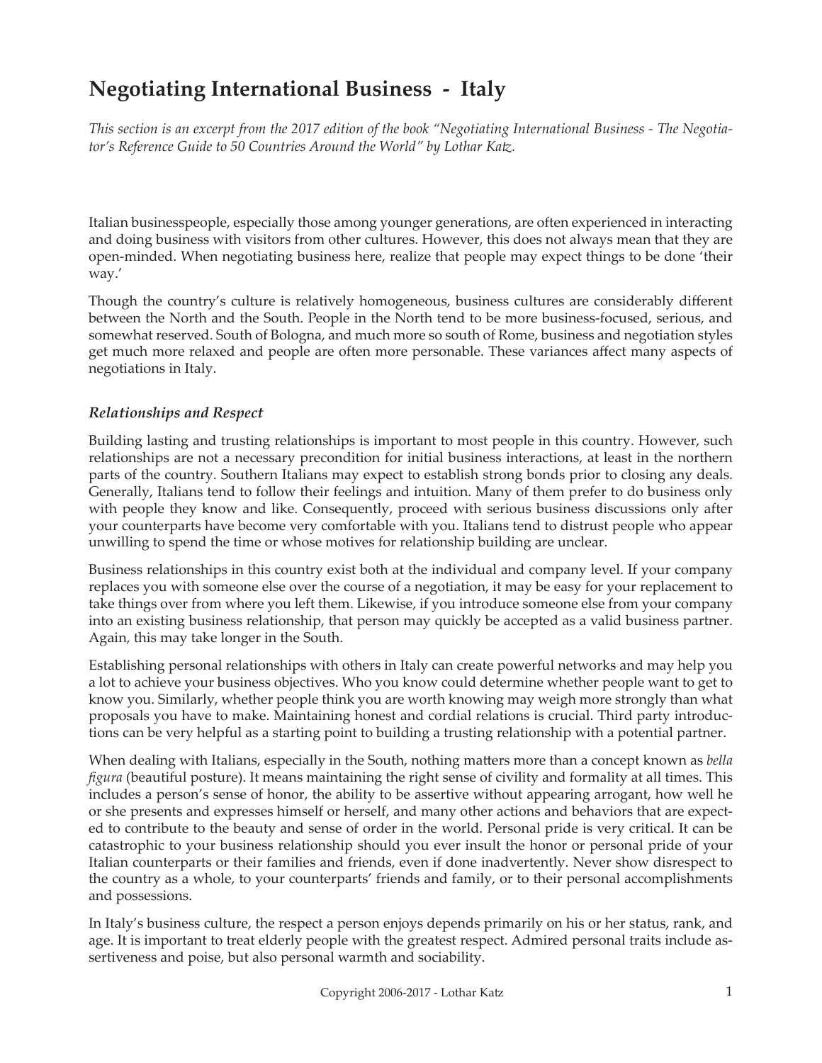# Negotiating International Business - Italy

*This section is an excerpt from the 2017 edition of the book "Negotiating International Business - The Negotiator's Reference Guide to 50 Countries Around the World" by Lothar Katz.*

Italian businesspeople, especially those among younger generations, are often experienced in interacting and doing business with visitors from other cultures. However, this does not always mean that they are open-minded. When negotiating business here, realize that people may expect things to be done 'their way.'

Though the country's culture is relatively homogeneous, business cultures are considerably different between the North and the South. People in the North tend to be more business-focused, serious, and somewhat reserved. South of Bologna, and much more so south of Rome, business and negotiation styles get much more relaxed and people are often more personable. These variances affect many aspects of negotiations in Italy.

### *Relationships and Respect*

Building lasting and trusting relationships is important to most people in this country. However, such relationships are not a necessary precondition for initial business interactions, at least in the northern parts of the country. Southern Italians may expect to establish strong bonds prior to closing any deals. Generally, Italians tend to follow their feelings and intuition. Many of them prefer to do business only with people they know and like. Consequently, proceed with serious business discussions only after your counterparts have become very comfortable with you. Italians tend to distrust people who appear unwilling to spend the time or whose motives for relationship building are unclear.

Business relationships in this country exist both at the individual and company level. If your company replaces you with someone else over the course of a negotiation, it may be easy for your replacement to take things over from where you left them. Likewise, if you introduce someone else from your company into an existing business relationship, that person may quickly be accepted as a valid business partner. Again, this may take longer in the South.

Establishing personal relationships with others in Italy can create powerful networks and may help you a lot to achieve your business objectives. Who you know could determine whether people want to get to know you. Similarly, whether people think you are worth knowing may weigh more strongly than what proposals you have to make. Maintaining honest and cordial relations is crucial. Third party introductions can be very helpful as a starting point to building a trusting relationship with a potential partner.

When dealing with Italians, especially in the South, nothing matters more than a concept known as *bella figura* (beautiful posture). It means maintaining the right sense of civility and formality at all times. This includes a person's sense of honor, the ability to be assertive without appearing arrogant, how well he or she presents and expresses himself or herself, and many other actions and behaviors that are expected to contribute to the beauty and sense of order in the world. Personal pride is very critical. It can be catastrophic to your business relationship should you ever insult the honor or personal pride of your Italian counterparts or their families and friends, even if done inadvertently. Never show disrespect to the country as a whole, to your counterparts' friends and family, or to their personal accomplishments and possessions.

In Italy's business culture, the respect a person enjoys depends primarily on his or her status, rank, and age. It is important to treat elderly people with the greatest respect. Admired personal traits include assertiveness and poise, but also personal warmth and sociability.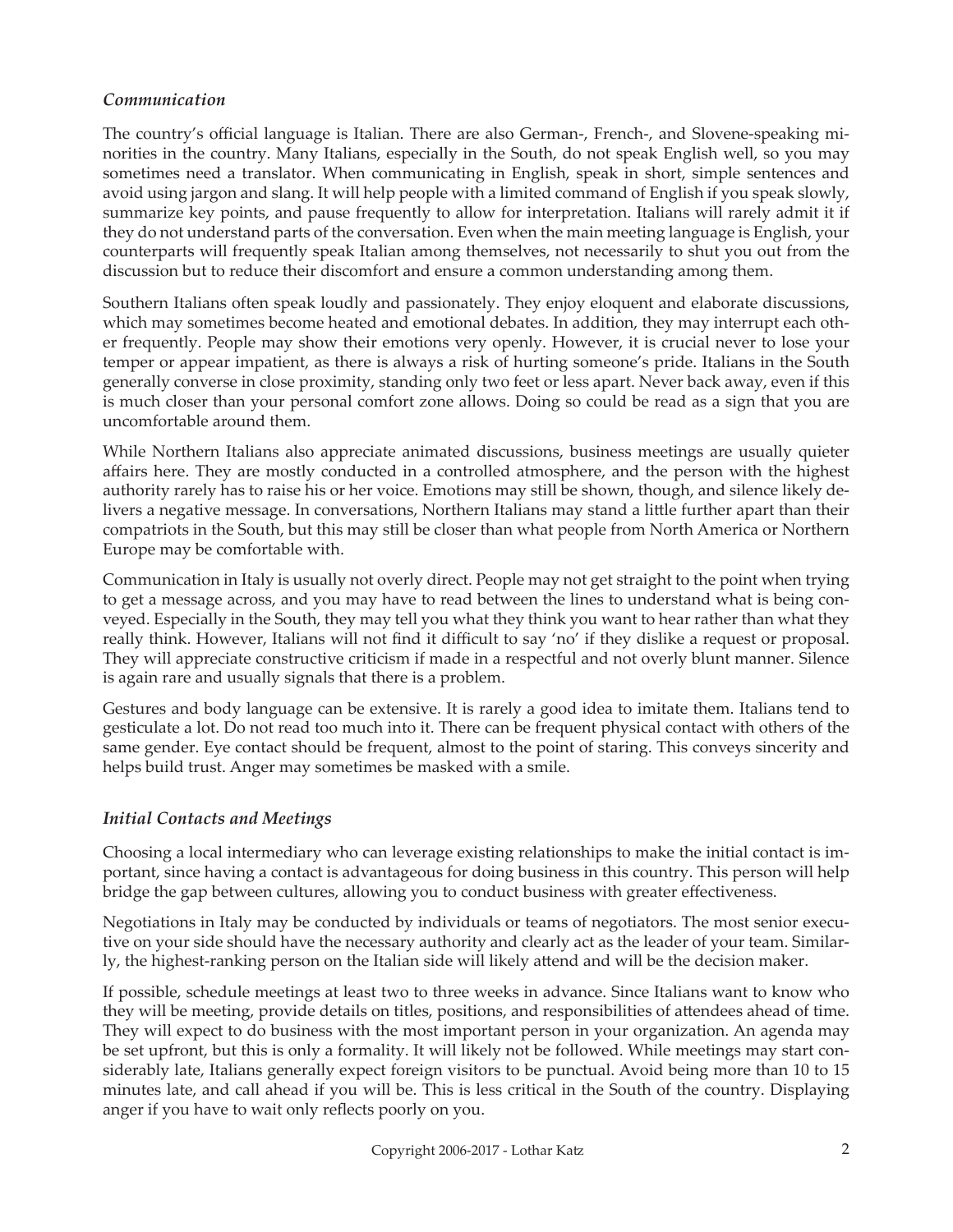### *Communication*

The country's official language is Italian. There are also German-, French-, and Slovene-speaking minorities in the country. Many Italians, especially in the South, do not speak English well, so you may sometimes need a translator. When communicating in English, speak in short, simple sentences and avoid using jargon and slang. It will help people with a limited command of English if you speak slowly, summarize key points, and pause frequently to allow for interpretation. Italians will rarely admit it if they do not understand parts of the conversation. Even when the main meeting language is English, your counterparts will frequently speak Italian among themselves, not necessarily to shut you out from the discussion but to reduce their discomfort and ensure a common understanding among them.

Southern Italians often speak loudly and passionately. They enjoy eloquent and elaborate discussions, which may sometimes become heated and emotional debates. In addition, they may interrupt each other frequently. People may show their emotions very openly. However, it is crucial never to lose your temper or appear impatient, as there is always a risk of hurting someone's pride. Italians in the South generally converse in close proximity, standing only two feet or less apart. Never back away, even if this is much closer than your personal comfort zone allows. Doing so could be read as a sign that you are uncomfortable around them.

While Northern Italians also appreciate animated discussions, business meetings are usually quieter affairs here. They are mostly conducted in a controlled atmosphere, and the person with the highest authority rarely has to raise his or her voice. Emotions may still be shown, though, and silence likely delivers a negative message. In conversations, Northern Italians may stand a little further apart than their compatriots in the South, but this may still be closer than what people from North America or Northern Europe may be comfortable with.

Communication in Italy is usually not overly direct. People may not get straight to the point when trying to get a message across, and you may have to read between the lines to understand what is being conveyed. Especially in the South, they may tell you what they think you want to hear rather than what they really think. However, Italians will not find it difficult to say 'no' if they dislike a request or proposal. They will appreciate constructive criticism if made in a respectful and not overly blunt manner. Silence is again rare and usually signals that there is a problem.

Gestures and body language can be extensive. It is rarely a good idea to imitate them. Italians tend to gesticulate a lot. Do not read too much into it. There can be frequent physical contact with others of the same gender. Eye contact should be frequent, almost to the point of staring. This conveys sincerity and helps build trust. Anger may sometimes be masked with a smile.

### *Initial Contacts and Meetings*

Choosing a local intermediary who can leverage existing relationships to make the initial contact is important, since having a contact is advantageous for doing business in this country. This person will help bridge the gap between cultures, allowing you to conduct business with greater effectiveness.

Negotiations in Italy may be conducted by individuals or teams of negotiators. The most senior executive on your side should have the necessary authority and clearly act as the leader of your team. Similarly, the highest-ranking person on the Italian side will likely attend and will be the decision maker.

If possible, schedule meetings at least two to three weeks in advance. Since Italians want to know who they will be meeting, provide details on titles, positions, and responsibilities of attendees ahead of time. They will expect to do business with the most important person in your organization. An agenda may be set upfront, but this is only a formality. It will likely not be followed. While meetings may start considerably late, Italians generally expect foreign visitors to be punctual. Avoid being more than 10 to 15 minutes late, and call ahead if you will be. This is less critical in the South of the country. Displaying anger if you have to wait only reflects poorly on you.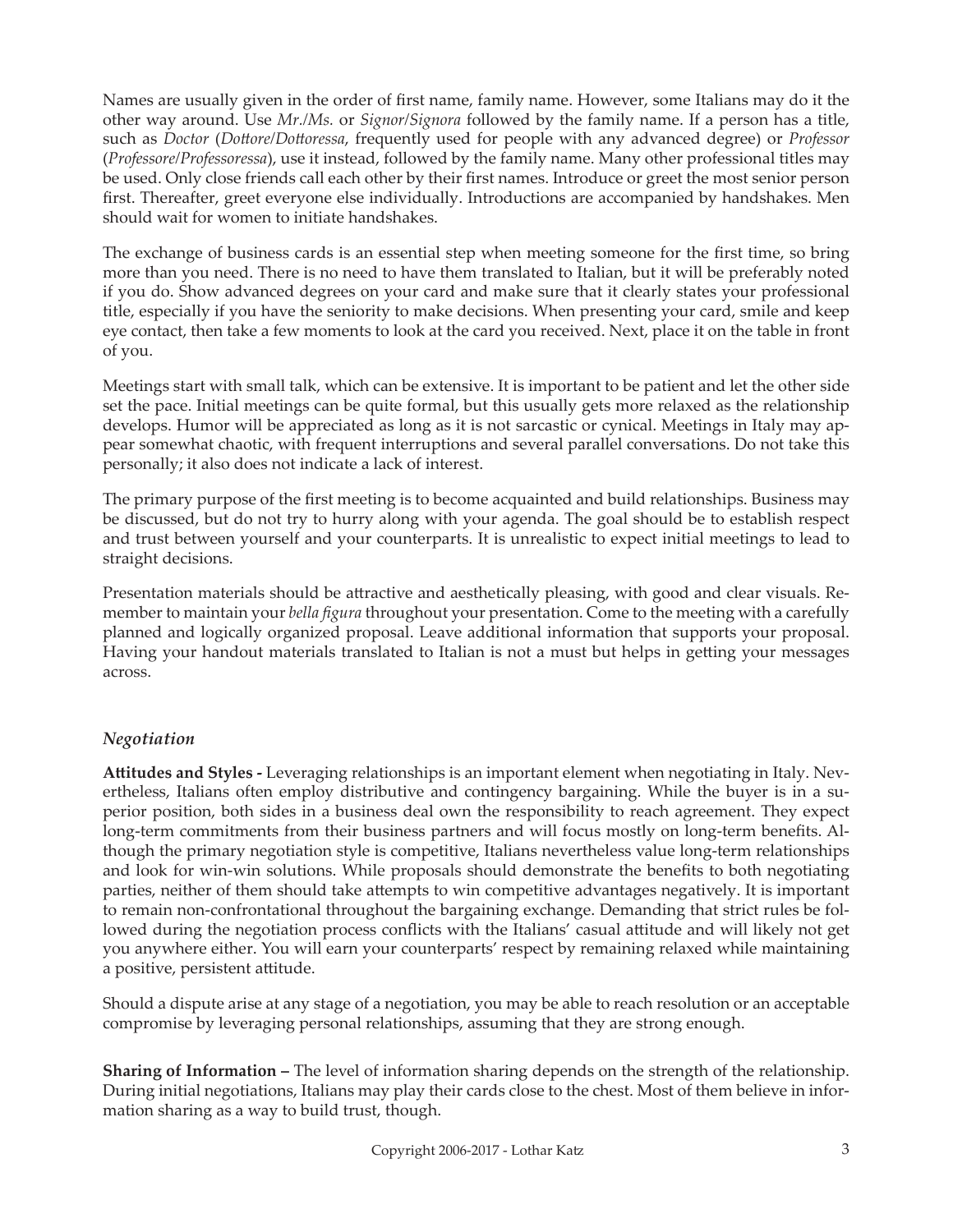Names are usually given in the order of first name, family name. However, some Italians may do it the other way around. Use *Mr./Ms.* or *Signor/Signora* followed by the family name. If a person has a title, such as *Doctor* (*Dottore/Dottoressa*, frequently used for people with any advanced degree) or *Professor* (*Professore/Professoressa*), use it instead, followed by the family name. Many other professional titles may be used. Only close friends call each other by their first names. Introduce or greet the most senior person first. Thereafter, greet everyone else individually. Introductions are accompanied by handshakes. Men should wait for women to initiate handshakes.

The exchange of business cards is an essential step when meeting someone for the first time, so bring more than you need. There is no need to have them translated to Italian, but it will be preferably noted if you do. Show advanced degrees on your card and make sure that it clearly states your professional title, especially if you have the seniority to make decisions. When presenting your card, smile and keep eye contact, then take a few moments to look at the card you received. Next, place it on the table in front of you.

Meetings start with small talk, which can be extensive. It is important to be patient and let the other side set the pace. Initial meetings can be quite formal, but this usually gets more relaxed as the relationship develops. Humor will be appreciated as long as it is not sarcastic or cynical. Meetings in Italy may appear somewhat chaotic, with frequent interruptions and several parallel conversations. Do not take this personally; it also does not indicate a lack of interest.

The primary purpose of the first meeting is to become acquainted and build relationships. Business may be discussed, but do not try to hurry along with your agenda. The goal should be to establish respect and trust between yourself and your counterparts. It is unrealistic to expect initial meetings to lead to straight decisions.

Presentation materials should be attractive and aesthetically pleasing, with good and clear visuals. Remember to maintain your *bella figura* throughout your presentation. Come to the meeting with a carefully planned and logically organized proposal. Leave additional information that supports your proposal. Having your handout materials translated to Italian is not a must but helps in getting your messages across.

### *Negotiation*

**Attitudes and Styles -** Leveraging relationships is an important element when negotiating in Italy. Nevertheless, Italians often employ distributive and contingency bargaining. While the buyer is in a superior position, both sides in a business deal own the responsibility to reach agreement. They expect long-term commitments from their business partners and will focus mostly on long-term benefits. Although the primary negotiation style is competitive, Italians nevertheless value long-term relationships and look for win-win solutions. While proposals should demonstrate the benefits to both negotiating parties, neither of them should take attempts to win competitive advantages negatively. It is important to remain non-confrontational throughout the bargaining exchange. Demanding that strict rules be followed during the negotiation process conflicts with the Italians' casual attitude and will likely not get you anywhere either. You will earn your counterparts' respect by remaining relaxed while maintaining a positive, persistent attitude.

Should a dispute arise at any stage of a negotiation, you may be able to reach resolution or an acceptable compromise by leveraging personal relationships, assuming that they are strong enough.

**Sharing of Information –** The level of information sharing depends on the strength of the relationship. During initial negotiations, Italians may play their cards close to the chest. Most of them believe in information sharing as a way to build trust, though.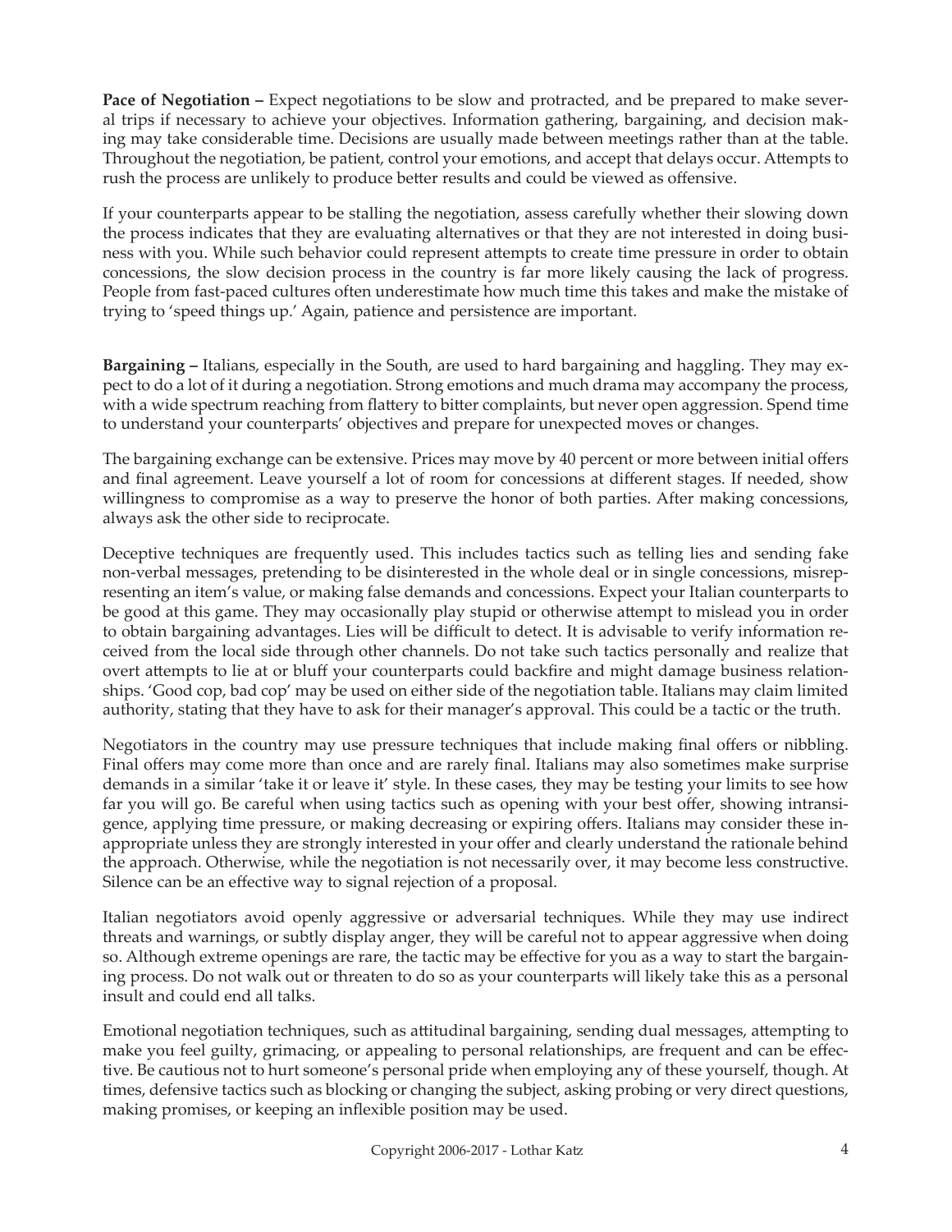**Pace of Negotiation –** Expect negotiations to be slow and protracted, and be prepared to make several trips if necessary to achieve your objectives. Information gathering, bargaining, and decision making may take considerable time. Decisions are usually made between meetings rather than at the table. Throughout the negotiation, be patient, control your emotions, and accept that delays occur. Attempts to rush the process are unlikely to produce better results and could be viewed as offensive.

If your counterparts appear to be stalling the negotiation, assess carefully whether their slowing down the process indicates that they are evaluating alternatives or that they are not interested in doing business with you. While such behavior could represent attempts to create time pressure in order to obtain concessions, the slow decision process in the country is far more likely causing the lack of progress. People from fast-paced cultures often underestimate how much time this takes and make the mistake of trying to 'speed things up.' Again, patience and persistence are important.

**Bargaining –** Italians, especially in the South, are used to hard bargaining and haggling. They may expect to do a lot of it during a negotiation. Strong emotions and much drama may accompany the process, with a wide spectrum reaching from flattery to bitter complaints, but never open aggression. Spend time to understand your counterparts' objectives and prepare for unexpected moves or changes.

The bargaining exchange can be extensive. Prices may move by 40 percent or more between initial offers and final agreement. Leave yourself a lot of room for concessions at different stages. If needed, show willingness to compromise as a way to preserve the honor of both parties. After making concessions, always ask the other side to reciprocate.

Deceptive techniques are frequently used. This includes tactics such as telling lies and sending fake non-verbal messages, pretending to be disinterested in the whole deal or in single concessions, misrepresenting an item's value, or making false demands and concessions. Expect your Italian counterparts to be good at this game. They may occasionally play stupid or otherwise attempt to mislead you in order to obtain bargaining advantages. Lies will be difficult to detect. It is advisable to verify information received from the local side through other channels. Do not take such tactics personally and realize that overt attempts to lie at or bluff your counterparts could backfire and might damage business relationships. 'Good cop, bad cop' may be used on either side of the negotiation table. Italians may claim limited authority, stating that they have to ask for their manager's approval. This could be a tactic or the truth.

Negotiators in the country may use pressure techniques that include making final offers or nibbling. Final offers may come more than once and are rarely final. Italians may also sometimes make surprise demands in a similar 'take it or leave it' style. In these cases, they may be testing your limits to see how far you will go. Be careful when using tactics such as opening with your best offer, showing intransigence, applying time pressure, or making decreasing or expiring offers. Italians may consider these inappropriate unless they are strongly interested in your offer and clearly understand the rationale behind the approach. Otherwise, while the negotiation is not necessarily over, it may become less constructive. Silence can be an effective way to signal rejection of a proposal.

Italian negotiators avoid openly aggressive or adversarial techniques. While they may use indirect threats and warnings, or subtly display anger, they will be careful not to appear aggressive when doing so. Although extreme openings are rare, the tactic may be effective for you as a way to start the bargaining process. Do not walk out or threaten to do so as your counterparts will likely take this as a personal insult and could end all talks.

Emotional negotiation techniques, such as attitudinal bargaining, sending dual messages, attempting to make you feel guilty, grimacing, or appealing to personal relationships, are frequent and can be effective. Be cautious not to hurt someone's personal pride when employing any of these yourself, though. At times, defensive tactics such as blocking or changing the subject, asking probing or very direct questions, making promises, or keeping an inflexible position may be used.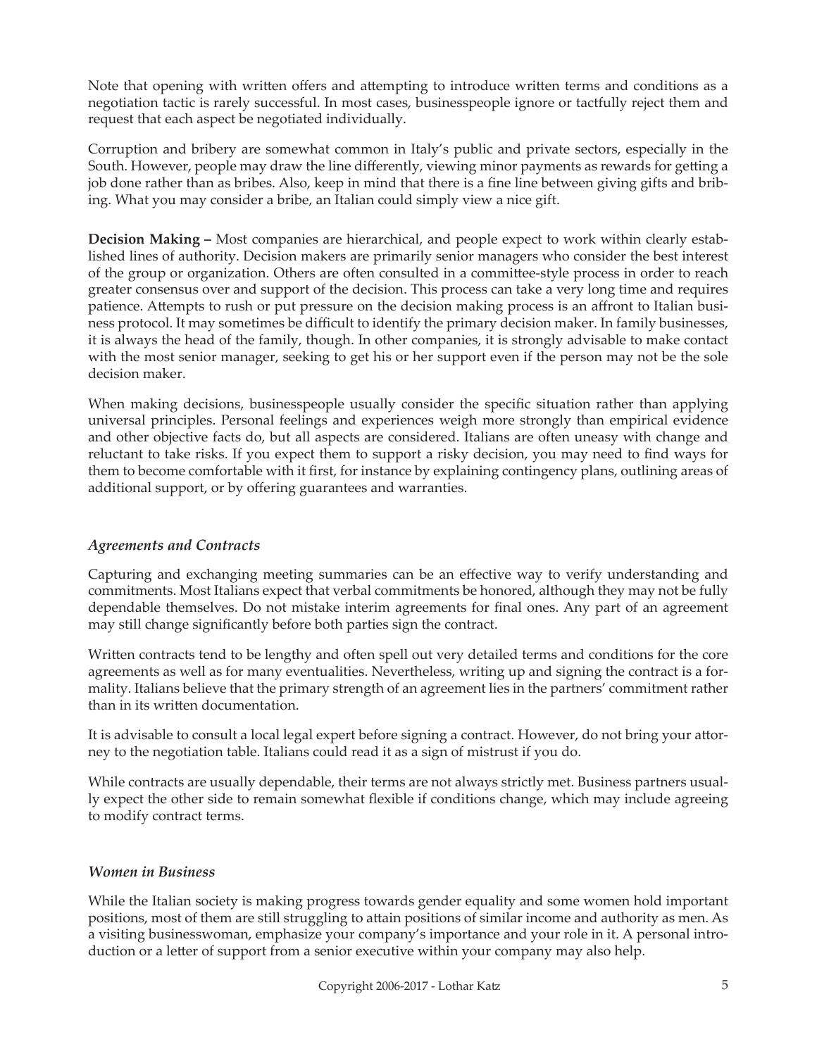Note that opening with written offers and attempting to introduce written terms and conditions as a negotiation tactic is rarely successful. In most cases, businesspeople ignore or tactfully reject them and request that each aspect be negotiated individually.

Corruption and bribery are somewhat common in Italy's public and private sectors, especially in the South. However, people may draw the line differently, viewing minor payments as rewards for getting a job done rather than as bribes. Also, keep in mind that there is a fine line between giving gifts and bribing. What you may consider a bribe, an Italian could simply view a nice gift.

**Decision Making –** Most companies are hierarchical, and people expect to work within clearly established lines of authority. Decision makers are primarily senior managers who consider the best interest of the group or organization. Others are often consulted in a committee-style process in order to reach greater consensus over and support of the decision. This process can take a very long time and requires patience. Attempts to rush or put pressure on the decision making process is an affront to Italian business protocol. It may sometimes be difficult to identify the primary decision maker. In family businesses, it is always the head of the family, though. In other companies, it is strongly advisable to make contact with the most senior manager, seeking to get his or her support even if the person may not be the sole decision maker.

When making decisions, businesspeople usually consider the specific situation rather than applying universal principles. Personal feelings and experiences weigh more strongly than empirical evidence and other objective facts do, but all aspects are considered. Italians are often uneasy with change and reluctant to take risks. If you expect them to support a risky decision, you may need to find ways for them to become comfortable with it first, for instance by explaining contingency plans, outlining areas of additional support, or by offering guarantees and warranties.

### *Agreements and Contracts*

Capturing and exchanging meeting summaries can be an effective way to verify understanding and commitments. Most Italians expect that verbal commitments be honored, although they may not be fully dependable themselves. Do not mistake interim agreements for final ones. Any part of an agreement may still change significantly before both parties sign the contract.

Written contracts tend to be lengthy and often spell out very detailed terms and conditions for the core agreements as well as for many eventualities. Nevertheless, writing up and signing the contract is a formality. Italians believe that the primary strength of an agreement lies in the partners' commitment rather than in its written documentation.

It is advisable to consult a local legal expert before signing a contract. However, do not bring your attorney to the negotiation table. Italians could read it as a sign of mistrust if you do.

While contracts are usually dependable, their terms are not always strictly met. Business partners usually expect the other side to remain somewhat flexible if conditions change, which may include agreeing to modify contract terms.

### *Women in Business*

While the Italian society is making progress towards gender equality and some women hold important positions, most of them are still struggling to attain positions of similar income and authority as men. As a visiting businesswoman, emphasize your company's importance and your role in it. A personal introduction or a letter of support from a senior executive within your company may also help.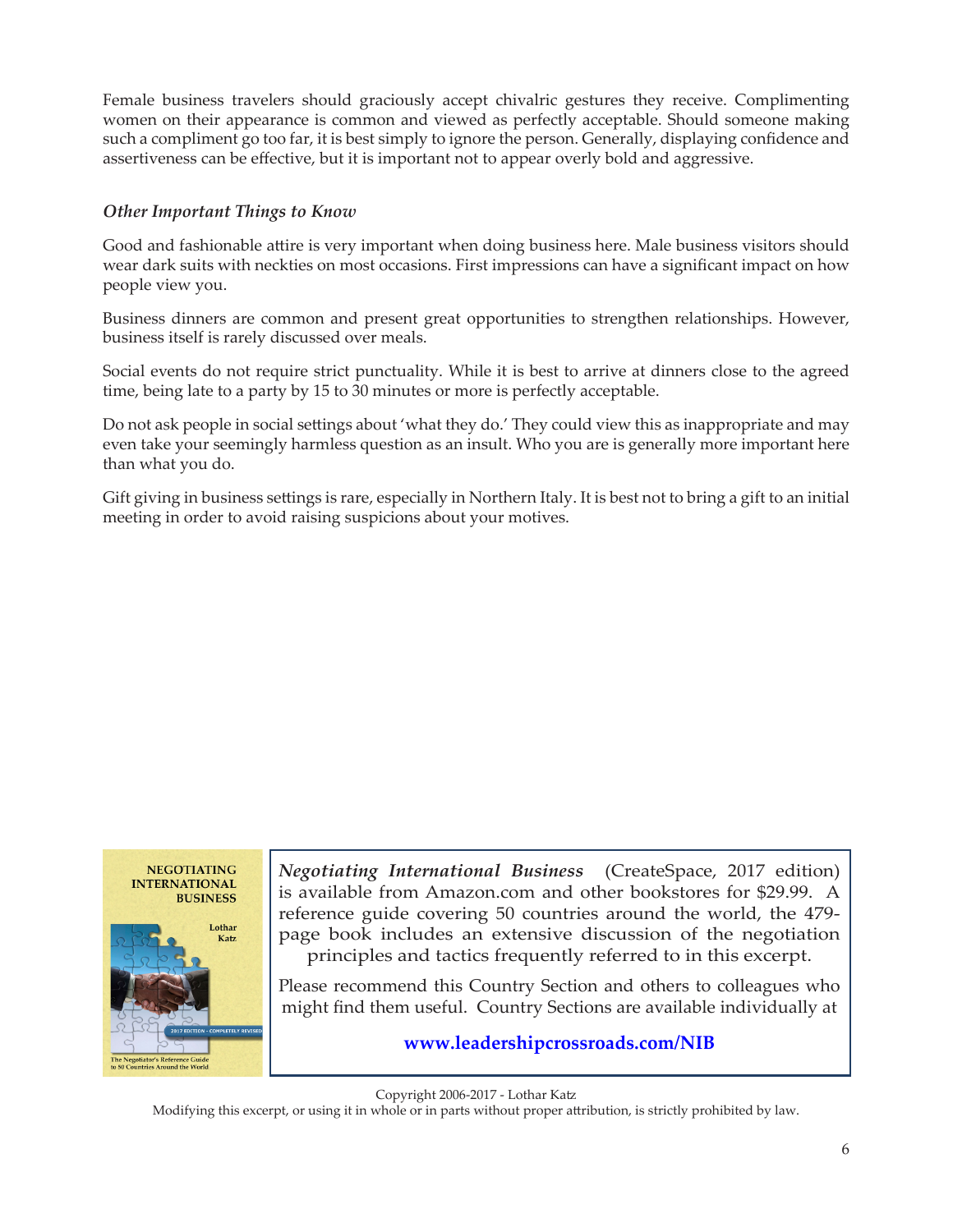Female business travelers should graciously accept chivalric gestures they receive. Complimenting women on their appearance is common and viewed as perfectly acceptable. Should someone making such a compliment go too far, it is best simply to ignore the person. Generally, displaying confidence and assertiveness can be effective, but it is important not to appear overly bold and aggressive.

### *Other Important Things to Know*

Good and fashionable attire is very important when doing business here. Male business visitors should wear dark suits with neckties on most occasions. First impressions can have a significant impact on how people view you.

Business dinners are common and present great opportunities to strengthen relationships. However, business itself is rarely discussed over meals.

Social events do not require strict punctuality. While it is best to arrive at dinners close to the agreed time, being late to a party by 15 to 30 minutes or more is perfectly acceptable.

Do not ask people in social settings about 'what they do.' They could view this as inappropriate and may even take your seemingly harmless question as an insult. Who you are is generally more important here than what you do.

Gift giving in business settings is rare, especially in Northern Italy. It is best not to bring a gift to an initial meeting in order to avoid raising suspicions about your motives.

NEGOTIATING INTERNATIONAL BUSINESS

Lothar Katz

2017 EDITION - COMPLETELY REVISED

The Negotiator's Reference Guide to 50 Countries Around the World

*Negotiating International Business* (CreateSpace, 2017 edition) is available from Amazon.com and other bookstores for $29.99. A reference guide covering 50 countries around the world, the 479-page book includes an extensive discussion of the negotiation principles and tactics frequently referred to in this excerpt.

Please recommend this Country Section and others to colleagues who might find them useful. Country Sections are available individually at

**www.leadershipcrossroads.com/NIB**

Copyright 2006-2017 - Lothar Katz

Modifying this excerpt, or using it in whole or in parts without proper attribution, is strictly prohibited by law.